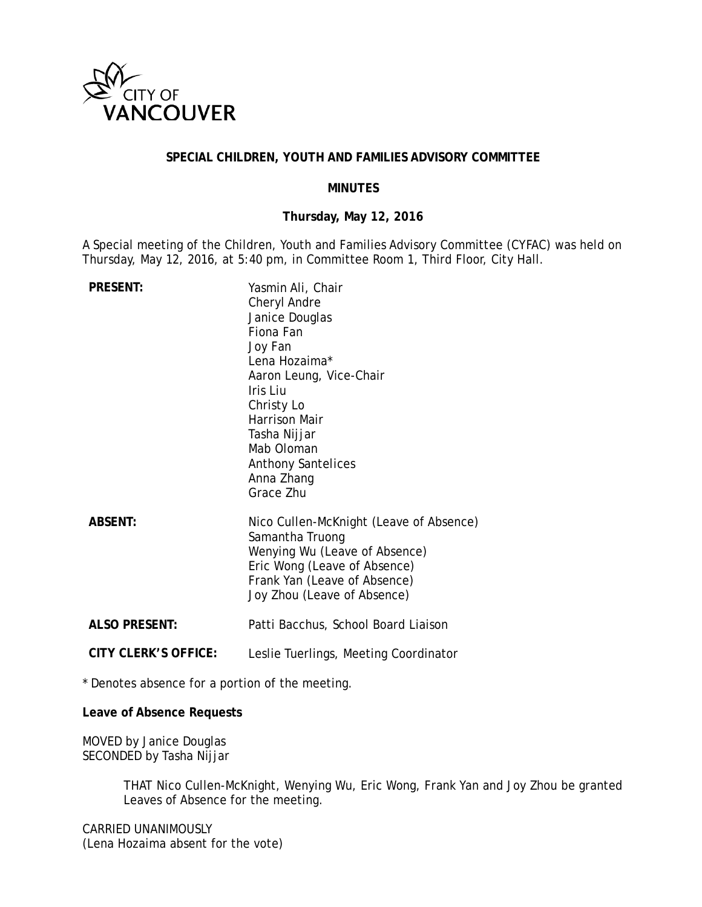# SPECIAL CHILDREN, YOUTH AND FAMILIES ADVISORY COMMITTEE

## MINUTES

**Thursday, May 12, 2016**

A Special meeting of the Children, Youth and Families Advisory Committee (CYFAC) was held on Thursday, May 12, 2016, at 5:40 pm, in Committee Room 1, Third Floor, City Hall.

| | |
|---|---|
| **PRESENT:** | Yasmin Ali, Chair<br>Cheryl Andre<br>Janice Douglas<br>Fiona Fan<br>Joy Fan<br>Lena Hozaima*<br>Aaron Leung, Vice-Chair<br>Iris Liu<br>Christy Lo<br>Harrison Mair<br>Tasha Nijjar<br>Mab Oloman<br>Anthony Santelices<br>Anna Zhang<br>Grace Zhu |
| **ABSENT:** | Nico Cullen-McKnight (Leave of Absence)<br>Samantha Truong<br>Wenying Wu (Leave of Absence)<br>Eric Wong (Leave of Absence)<br>Frank Yan (Leave of Absence)<br>Joy Zhou (Leave of Absence) |
| **ALSO PRESENT:** | Patti Bacchus, School Board Liaison |
| **CITY CLERK'S OFFICE:** | Leslie Tuerlings, Meeting Coordinator |

* Denotes absence for a portion of the meeting.

**Leave of Absence Requests**

MOVED by Janice Douglas
SECONDED by Tasha Nijjar

> THAT Nico Cullen-McKnight, Wenying Wu, Eric Wong, Frank Yan and Joy Zhou be granted Leaves of Absence for the meeting.

CARRIED UNANIMOUSLY
(Lena Hozaima absent for the vote)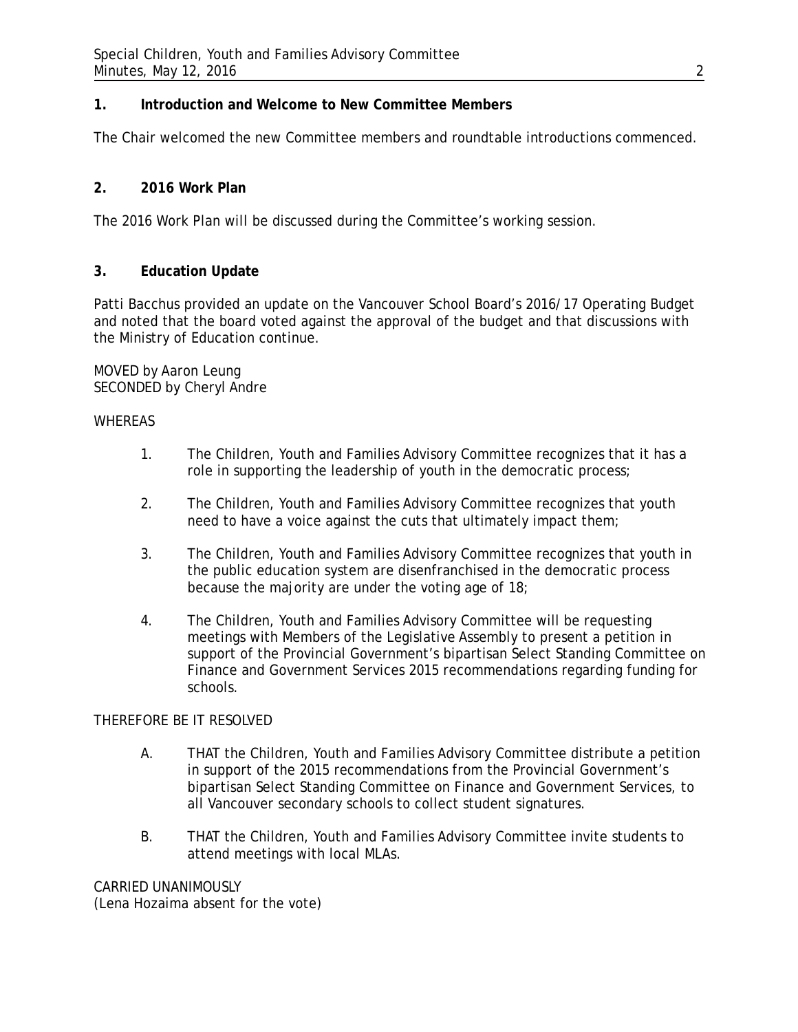**1. Introduction and Welcome to New Committee Members**

The Chair welcomed the new Committee members and roundtable introductions commenced.

**2. 2016 Work Plan**

The 2016 Work Plan will be discussed during the Committee's working session.

**3. Education Update**

Patti Bacchus provided an update on the Vancouver School Board's 2016/17 Operating Budget and noted that the board voted against the approval of the budget and that discussions with the Ministry of Education continue.

MOVED by Aaron Leung
SECONDED by Cheryl Andre

WHEREAS

1. The Children, Youth and Families Advisory Committee recognizes that it has a role in supporting the leadership of youth in the democratic process;
2. The Children, Youth and Families Advisory Committee recognizes that youth need to have a voice against the cuts that ultimately impact them;
3. The Children, Youth and Families Advisory Committee recognizes that youth in the public education system are disenfranchised in the democratic process because the majority are under the voting age of 18;
4. The Children, Youth and Families Advisory Committee will be requesting meetings with Members of the Legislative Assembly to present a petition in support of the Provincial Government's bipartisan Select Standing Committee on Finance and Government Services 2015 recommendations regarding funding for schools.

THEREFORE BE IT RESOLVED

A. THAT the Children, Youth and Families Advisory Committee distribute a petition in support of the 2015 recommendations from the Provincial Government's bipartisan Select Standing Committee on Finance and Government Services, to all Vancouver secondary schools to collect student signatures.

B. THAT the Children, Youth and Families Advisory Committee invite students to attend meetings with local MLAs.

CARRIED UNANIMOUSLY
(Lena Hozaima absent for the vote)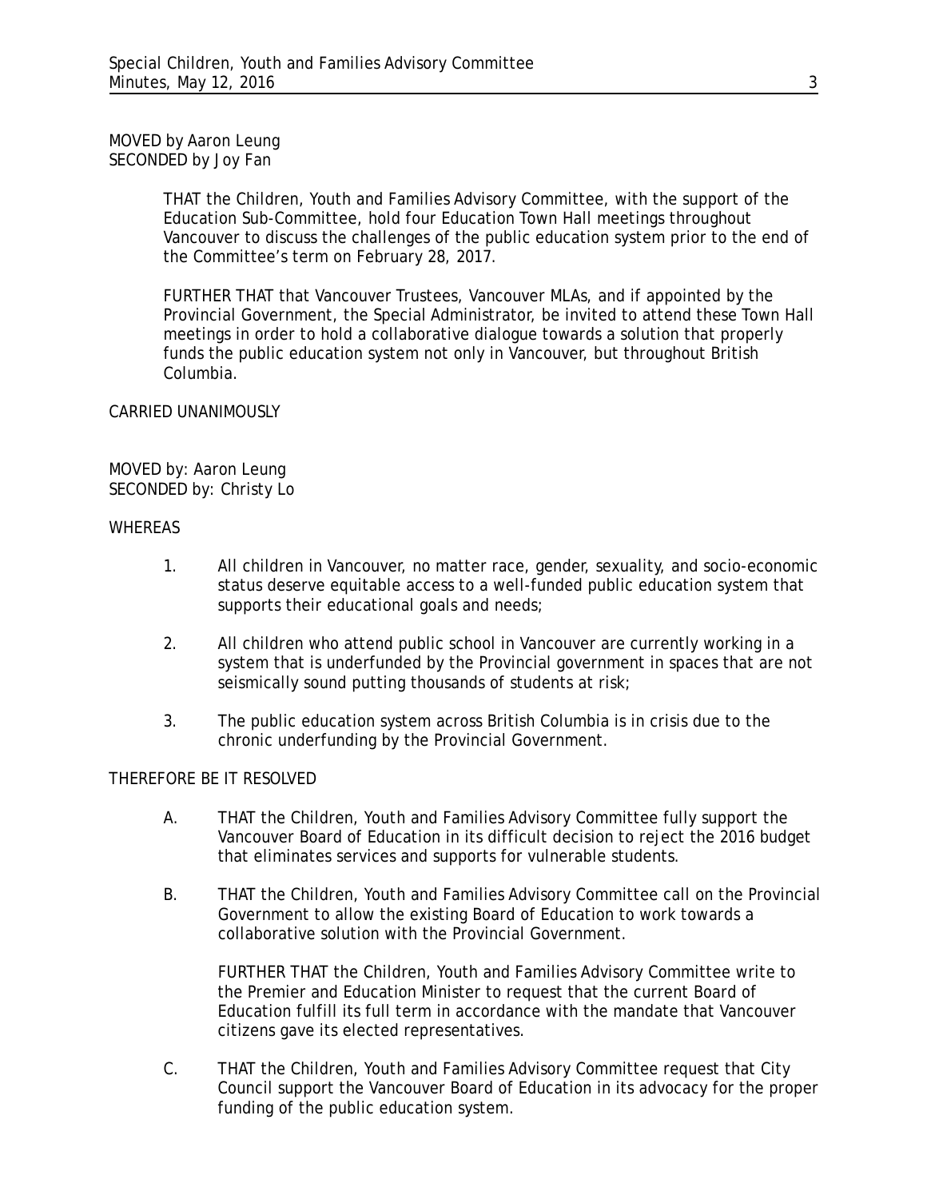MOVED by Aaron Leung
SECONDED by Joy Fan

> THAT the Children, Youth and Families Advisory Committee, with the support of the Education Sub-Committee, hold four Education Town Hall meetings throughout Vancouver to discuss the challenges of the public education system prior to the end of the Committee's term on February 28, 2017.
>
> FURTHER THAT that Vancouver Trustees, Vancouver MLAs, and if appointed by the Provincial Government, the Special Administrator, be invited to attend these Town Hall meetings in order to hold a collaborative dialogue towards a solution that properly funds the public education system not only in Vancouver, but throughout British Columbia.

CARRIED UNANIMOUSLY

MOVED by: Aaron Leung
SECONDED by: Christy Lo

WHEREAS

1. All children in Vancouver, no matter race, gender, sexuality, and socio-economic status deserve equitable access to a well-funded public education system that supports their educational goals and needs;

2. All children who attend public school in Vancouver are currently working in a system that is underfunded by the Provincial government in spaces that are not seismically sound putting thousands of students at risk;

3. The public education system across British Columbia is in crisis due to the chronic underfunding by the Provincial Government.

THEREFORE BE IT RESOLVED

A. THAT the Children, Youth and Families Advisory Committee fully support the Vancouver Board of Education in its difficult decision to reject the 2016 budget that eliminates services and supports for vulnerable students.

B. THAT the Children, Youth and Families Advisory Committee call on the Provincial Government to allow the existing Board of Education to work towards a collaborative solution with the Provincial Government.

   FURTHER THAT the Children, Youth and Families Advisory Committee write to the Premier and Education Minister to request that the current Board of Education fulfill its full term in accordance with the mandate that Vancouver citizens gave its elected representatives.

C. THAT the Children, Youth and Families Advisory Committee request that City Council support the Vancouver Board of Education in its advocacy for the proper funding of the public education system.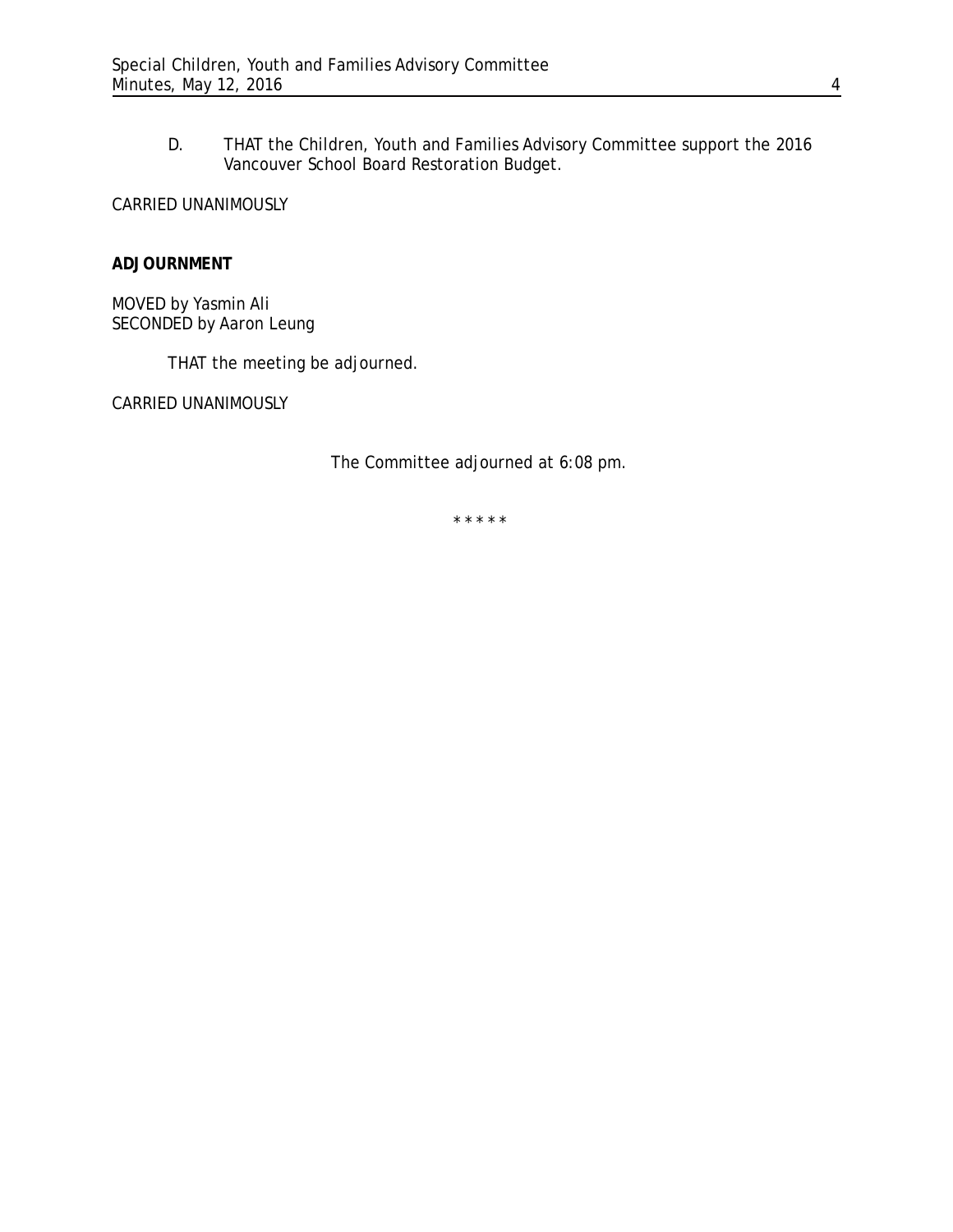D. THAT the Children, Youth and Families Advisory Committee support the 2016 Vancouver School Board Restoration Budget.

CARRIED UNANIMOUSLY

**ADJOURNMENT**

MOVED by Yasmin Ali
SECONDED by Aaron Leung

THAT the meeting be adjourned.

CARRIED UNANIMOUSLY

The Committee adjourned at 6:08 pm.

\* \* \* \* \*